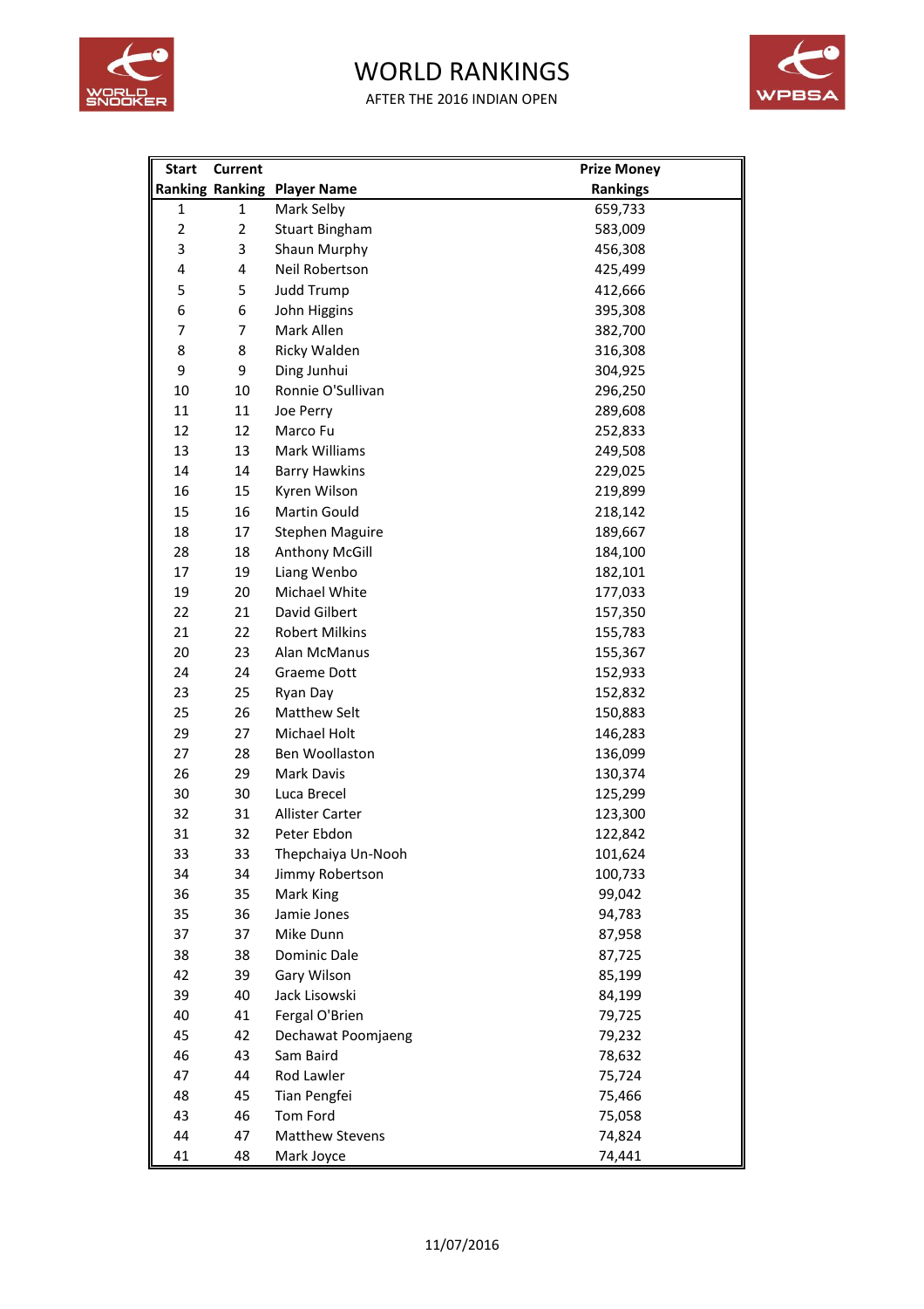# WORLD RANKINGS

AFTER THE 2016 INDIAN OPEN

| Start Ranking | Current Ranking | Player Name | Prize Money Rankings |
|---|---|---|---|
| 1 | 1 | Mark Selby | 659,733 |
| 2 | 2 | Stuart Bingham | 583,009 |
| 3 | 3 | Shaun Murphy | 456,308 |
| 4 | 4 | Neil Robertson | 425,499 |
| 5 | 5 | Judd Trump | 412,666 |
| 6 | 6 | John Higgins | 395,308 |
| 7 | 7 | Mark Allen | 382,700 |
| 8 | 8 | Ricky Walden | 316,308 |
| 9 | 9 | Ding Junhui | 304,925 |
| 10 | 10 | Ronnie O'Sullivan | 296,250 |
| 11 | 11 | Joe Perry | 289,608 |
| 12 | 12 | Marco Fu | 252,833 |
| 13 | 13 | Mark Williams | 249,508 |
| 14 | 14 | Barry Hawkins | 229,025 |
| 16 | 15 | Kyren Wilson | 219,899 |
| 15 | 16 | Martin Gould | 218,142 |
| 18 | 17 | Stephen Maguire | 189,667 |
| 28 | 18 | Anthony McGill | 184,100 |
| 17 | 19 | Liang Wenbo | 182,101 |
| 19 | 20 | Michael White | 177,033 |
| 22 | 21 | David Gilbert | 157,350 |
| 21 | 22 | Robert Milkins | 155,783 |
| 20 | 23 | Alan McManus | 155,367 |
| 24 | 24 | Graeme Dott | 152,933 |
| 23 | 25 | Ryan Day | 152,832 |
| 25 | 26 | Matthew Selt | 150,883 |
| 29 | 27 | Michael Holt | 146,283 |
| 27 | 28 | Ben Woollaston | 136,099 |
| 26 | 29 | Mark Davis | 130,374 |
| 30 | 30 | Luca Brecel | 125,299 |
| 32 | 31 | Allister Carter | 123,300 |
| 31 | 32 | Peter Ebdon | 122,842 |
| 33 | 33 | Thepchaiya Un-Nooh | 101,624 |
| 34 | 34 | Jimmy Robertson | 100,733 |
| 36 | 35 | Mark King | 99,042 |
| 35 | 36 | Jamie Jones | 94,783 |
| 37 | 37 | Mike Dunn | 87,958 |
| 38 | 38 | Dominic Dale | 87,725 |
| 42 | 39 | Gary Wilson | 85,199 |
| 39 | 40 | Jack Lisowski | 84,199 |
| 40 | 41 | Fergal O'Brien | 79,725 |
| 45 | 42 | Dechawat Poomjaeng | 79,232 |
| 46 | 43 | Sam Baird | 78,632 |
| 47 | 44 | Rod Lawler | 75,724 |
| 48 | 45 | Tian Pengfei | 75,466 |
| 43 | 46 | Tom Ford | 75,058 |
| 44 | 47 | Matthew Stevens | 74,824 |
| 41 | 48 | Mark Joyce | 74,441 |

11/07/2016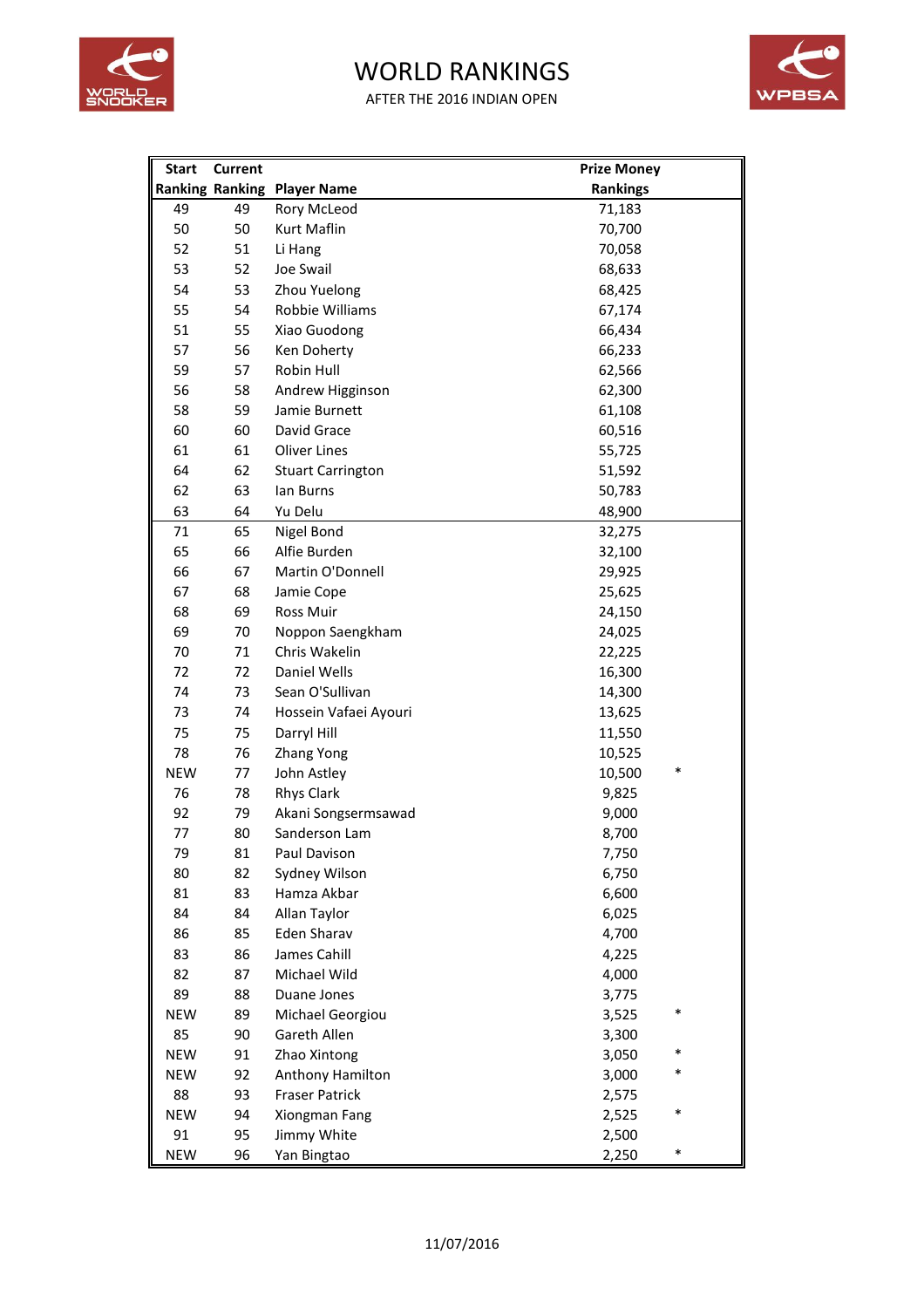# WORLD RANKINGS

AFTER THE 2016 INDIAN OPEN

| Start Ranking | Current Ranking | Player Name | Prize Money Rankings | |
|---|---|---|---|---|
| 49 | 49 | Rory McLeod | 71,183 | |
| 50 | 50 | Kurt Maflin | 70,700 | |
| 52 | 51 | Li Hang | 70,058 | |
| 53 | 52 | Joe Swail | 68,633 | |
| 54 | 53 | Zhou Yuelong | 68,425 | |
| 55 | 54 | Robbie Williams | 67,174 | |
| 51 | 55 | Xiao Guodong | 66,434 | |
| 57 | 56 | Ken Doherty | 66,233 | |
| 59 | 57 | Robin Hull | 62,566 | |
| 56 | 58 | Andrew Higginson | 62,300 | |
| 58 | 59 | Jamie Burnett | 61,108 | |
| 60 | 60 | David Grace | 60,516 | |
| 61 | 61 | Oliver Lines | 55,725 | |
| 64 | 62 | Stuart Carrington | 51,592 | |
| 62 | 63 | Ian Burns | 50,783 | |
| 63 | 64 | Yu Delu | 48,900 | |
| 71 | 65 | Nigel Bond | 32,275 | |
| 65 | 66 | Alfie Burden | 32,100 | |
| 66 | 67 | Martin O'Donnell | 29,925 | |
| 67 | 68 | Jamie Cope | 25,625 | |
| 68 | 69 | Ross Muir | 24,150 | |
| 69 | 70 | Noppon Saengkham | 24,025 | |
| 70 | 71 | Chris Wakelin | 22,225 | |
| 72 | 72 | Daniel Wells | 16,300 | |
| 74 | 73 | Sean O'Sullivan | 14,300 | |
| 73 | 74 | Hossein Vafaei Ayouri | 13,625 | |
| 75 | 75 | Darryl Hill | 11,550 | |
| 78 | 76 | Zhang Yong | 10,525 | |
| NEW | 77 | John Astley | 10,500 | * |
| 76 | 78 | Rhys Clark | 9,825 | |
| 92 | 79 | Akani Songsermsawad | 9,000 | |
| 77 | 80 | Sanderson Lam | 8,700 | |
| 79 | 81 | Paul Davison | 7,750 | |
| 80 | 82 | Sydney Wilson | 6,750 | |
| 81 | 83 | Hamza Akbar | 6,600 | |
| 84 | 84 | Allan Taylor | 6,025 | |
| 86 | 85 | Eden Sharav | 4,700 | |
| 83 | 86 | James Cahill | 4,225 | |
| 82 | 87 | Michael Wild | 4,000 | |
| 89 | 88 | Duane Jones | 3,775 | |
| NEW | 89 | Michael Georgiou | 3,525 | * |
| 85 | 90 | Gareth Allen | 3,300 | |
| NEW | 91 | Zhao Xintong | 3,050 | * |
| NEW | 92 | Anthony Hamilton | 3,000 | * |
| 88 | 93 | Fraser Patrick | 2,575 | |
| NEW | 94 | Xiongman Fang | 2,525 | * |
| 91 | 95 | Jimmy White | 2,500 | |
| NEW | 96 | Yan Bingtao | 2,250 | * |

11/07/2016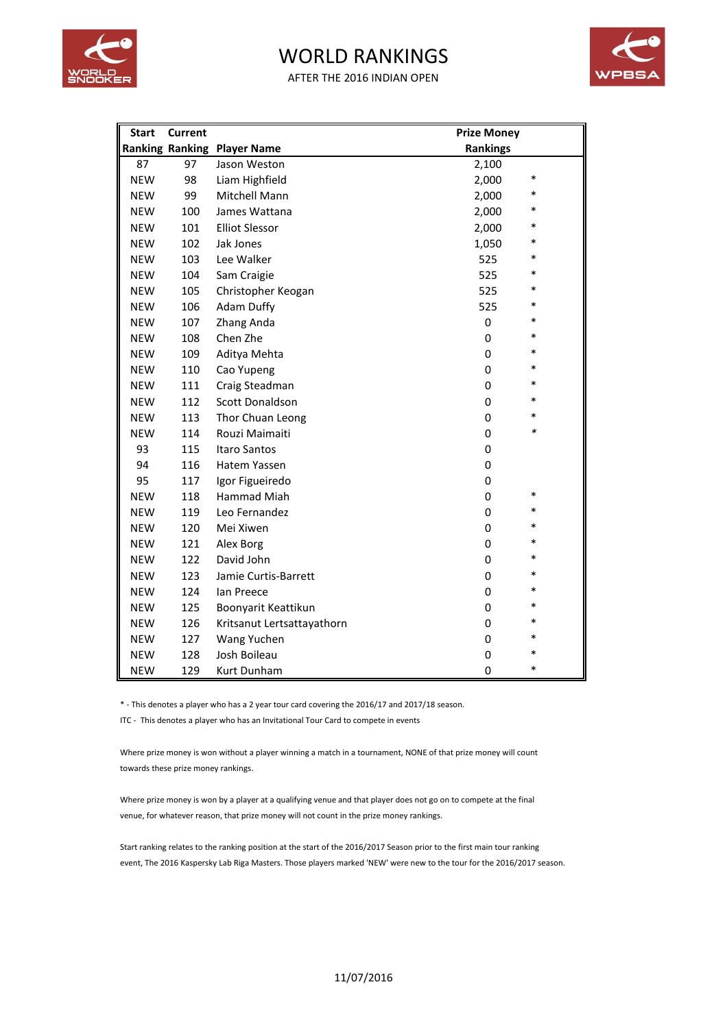# WORLD RANKINGS

AFTER THE 2016 INDIAN OPEN

| Start Ranking | Current Ranking | Player Name | Prize Money Rankings | |
|---|---|---|---|---|
| 87 | 97 | Jason Weston | 2,100 | |
| NEW | 98 | Liam Highfield | 2,000 | * |
| NEW | 99 | Mitchell Mann | 2,000 | * |
| NEW | 100 | James Wattana | 2,000 | * |
| NEW | 101 | Elliot Slessor | 2,000 | * |
| NEW | 102 | Jak Jones | 1,050 | * |
| NEW | 103 | Lee Walker | 525 | * |
| NEW | 104 | Sam Craigie | 525 | * |
| NEW | 105 | Christopher Keogan | 525 | * |
| NEW | 106 | Adam Duffy | 525 | * |
| NEW | 107 | Zhang Anda | 0 | * |
| NEW | 108 | Chen Zhe | 0 | * |
| NEW | 109 | Aditya Mehta | 0 | * |
| NEW | 110 | Cao Yupeng | 0 | * |
| NEW | 111 | Craig Steadman | 0 | * |
| NEW | 112 | Scott Donaldson | 0 | * |
| NEW | 113 | Thor Chuan Leong | 0 | * |
| NEW | 114 | Rouzi Maimaiti | 0 | * |
| 93 | 115 | Itaro Santos | 0 | |
| 94 | 116 | Hatem Yassen | 0 | |
| 95 | 117 | Igor Figueiredo | 0 | |
| NEW | 118 | Hammad Miah | 0 | * |
| NEW | 119 | Leo Fernandez | 0 | * |
| NEW | 120 | Mei Xiwen | 0 | * |
| NEW | 121 | Alex Borg | 0 | * |
| NEW | 122 | David John | 0 | * |
| NEW | 123 | Jamie Curtis-Barrett | 0 | * |
| NEW | 124 | Ian Preece | 0 | * |
| NEW | 125 | Boonyarit Keattikun | 0 | * |
| NEW | 126 | Kritsanut Lertsattayathorn | 0 | * |
| NEW | 127 | Wang Yuchen | 0 | * |
| NEW | 128 | Josh Boileau | 0 | * |
| NEW | 129 | Kurt Dunham | 0 | * |

* - This denotes a player who has a 2 year tour card covering the 2016/17 and 2017/18 season.

ITC - This denotes a player who has an Invitational Tour Card to compete in events

Where prize money is won without a player winning a match in a tournament, NONE of that prize money will count towards these prize money rankings.

Where prize money is won by a player at a qualifying venue and that player does not go on to compete at the final venue, for whatever reason, that prize money will not count in the prize money rankings.

Start ranking relates to the ranking position at the start of the 2016/2017 Season prior to the first main tour ranking event, The 2016 Kaspersky Lab Riga Masters. Those players marked 'NEW' were new to the tour for the 2016/2017 season.

11/07/2016